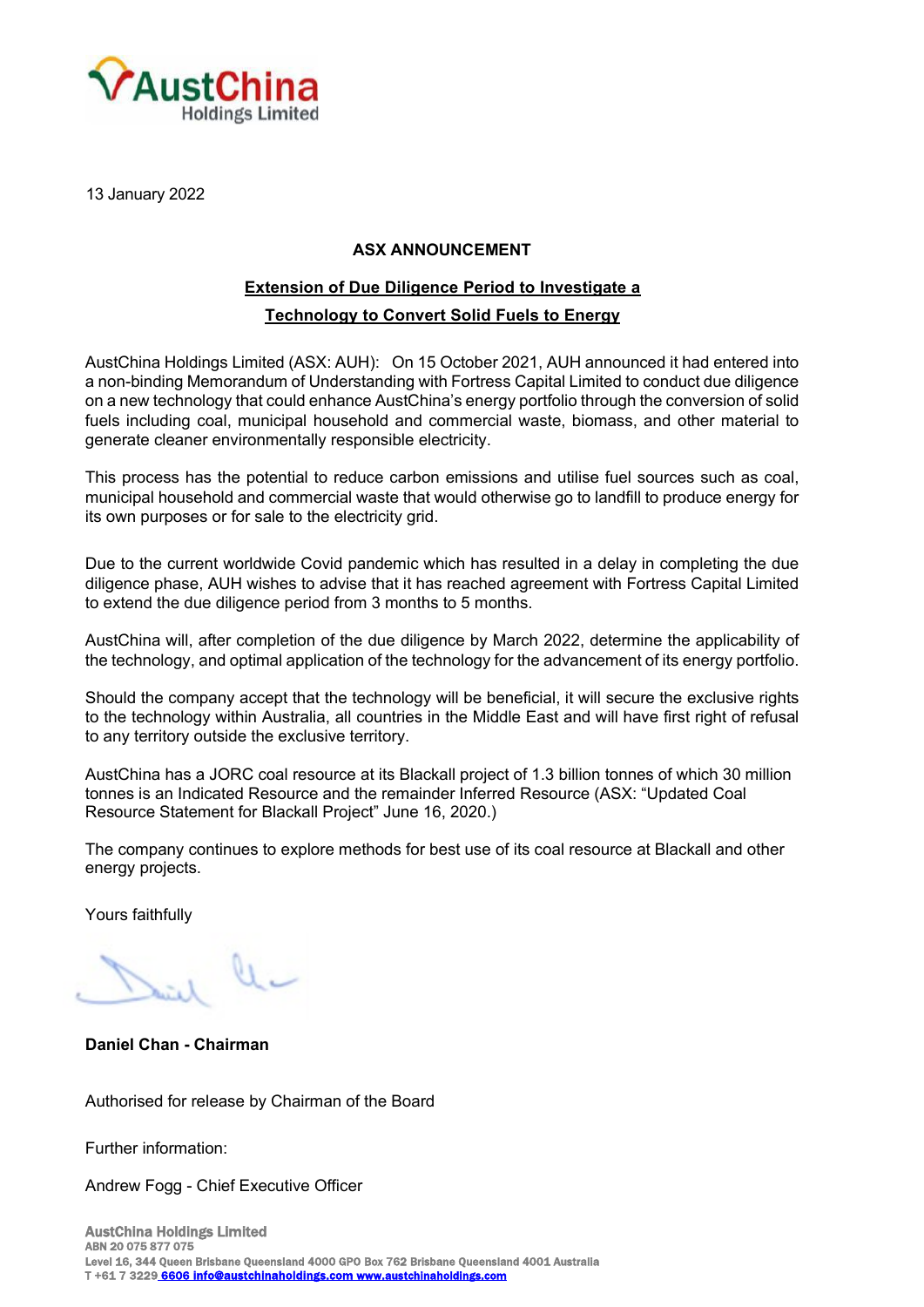13 January 2022

**ASX ANNOUNCEMENT**

**Extension of Due Diligence Period to Investigate a Technology to Convert Solid Fuels to Energy**

AustChina Holdings Limited (ASX: AUH): On 15 October 2021, AUH announced it had entered into a non-binding Memorandum of Understanding with Fortress Capital Limited to conduct due diligence on a new technology that could enhance AustChina's energy portfolio through the conversion of solid fuels including coal, municipal household and commercial waste, biomass, and other material to generate cleaner environmentally responsible electricity.

This process has the potential to reduce carbon emissions and utilise fuel sources such as coal, municipal household and commercial waste that would otherwise go to landfill to produce energy for its own purposes or for sale to the electricity grid.

Due to the current worldwide Covid pandemic which has resulted in a delay in completing the due diligence phase, AUH wishes to advise that it has reached agreement with Fortress Capital Limited to extend the due diligence period from 3 months to 5 months.

AustChina will, after completion of the due diligence by March 2022, determine the applicability of the technology, and optimal application of the technology for the advancement of its energy portfolio.

Should the company accept that the technology will be beneficial, it will secure the exclusive rights to the technology within Australia, all countries in the Middle East and will have first right of refusal to any territory outside the exclusive territory.

AustChina has a JORC coal resource at its Blackall project of 1.3 billion tonnes of which 30 million tonnes is an Indicated Resource and the remainder Inferred Resource (ASX: "Updated Coal Resource Statement for Blackall Project" June 16, 2020.)

The company continues to explore methods for best use of its coal resource at Blackall and other energy projects.

Yours faithfully

**Daniel Chan - Chairman**

Authorised for release by Chairman of the Board

Further information:

Andrew Fogg - Chief Executive Officer

**AustChina Holdings Limited**
ABN 20 075 877 075
Level 16, 344 Queen Brisbane Queensland 4000 GPO Box 762 Brisbane Queensland 4001 Australia
T +61 7 3229 6606 info@austchinaholdings.com www.austchinaholdings.com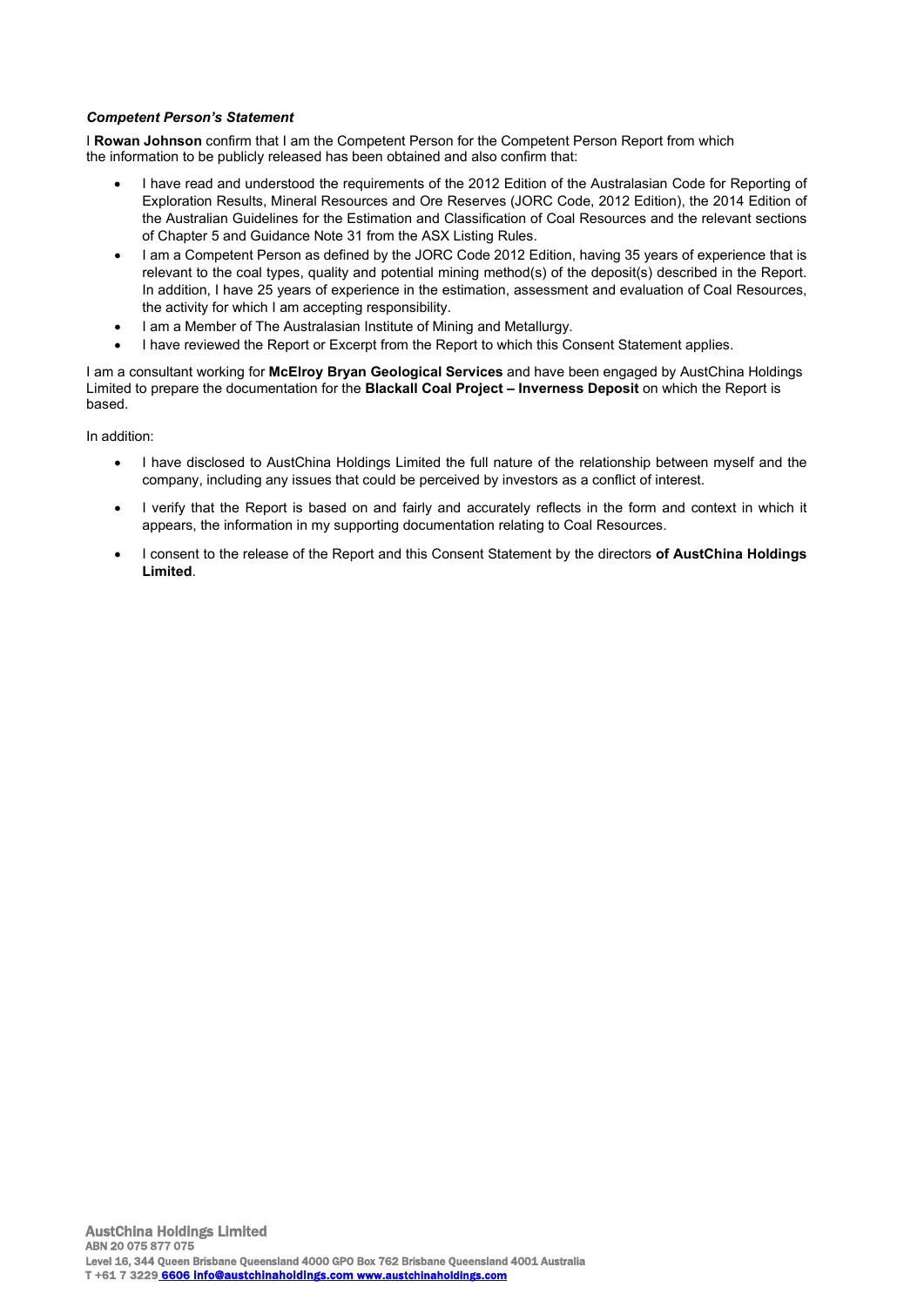***Competent Person's Statement***

I **Rowan Johnson** confirm that I am the Competent Person for the Competent Person Report from which the information to be publicly released has been obtained and also confirm that:

- I have read and understood the requirements of the 2012 Edition of the Australasian Code for Reporting of Exploration Results, Mineral Resources and Ore Reserves (JORC Code, 2012 Edition), the 2014 Edition of the Australian Guidelines for the Estimation and Classification of Coal Resources and the relevant sections of Chapter 5 and Guidance Note 31 from the ASX Listing Rules.
- I am a Competent Person as defined by the JORC Code 2012 Edition, having 35 years of experience that is relevant to the coal types, quality and potential mining method(s) of the deposit(s) described in the Report. In addition, I have 25 years of experience in the estimation, assessment and evaluation of Coal Resources, the activity for which I am accepting responsibility.
- I am a Member of The Australasian Institute of Mining and Metallurgy.
- I have reviewed the Report or Excerpt from the Report to which this Consent Statement applies.

I am a consultant working for **McElroy Bryan Geological Services** and have been engaged by AustChina Holdings Limited to prepare the documentation for the **Blackall Coal Project – Inverness Deposit** on which the Report is based.

In addition:

- I have disclosed to AustChina Holdings Limited the full nature of the relationship between myself and the company, including any issues that could be perceived by investors as a conflict of interest.
- I verify that the Report is based on and fairly and accurately reflects in the form and context in which it appears, the information in my supporting documentation relating to Coal Resources.
- I consent to the release of the Report and this Consent Statement by the directors **of AustChina Holdings Limited**.

**AustChina Holdings Limited**
ABN 20 075 877 075
Level 16, 344 Queen Brisbane Queensland 4000 GPO Box 762 Brisbane Queensland 4001 Australia
T +61 7 3229 6606 info@austchinaholdings.com www.austchinaholdings.com